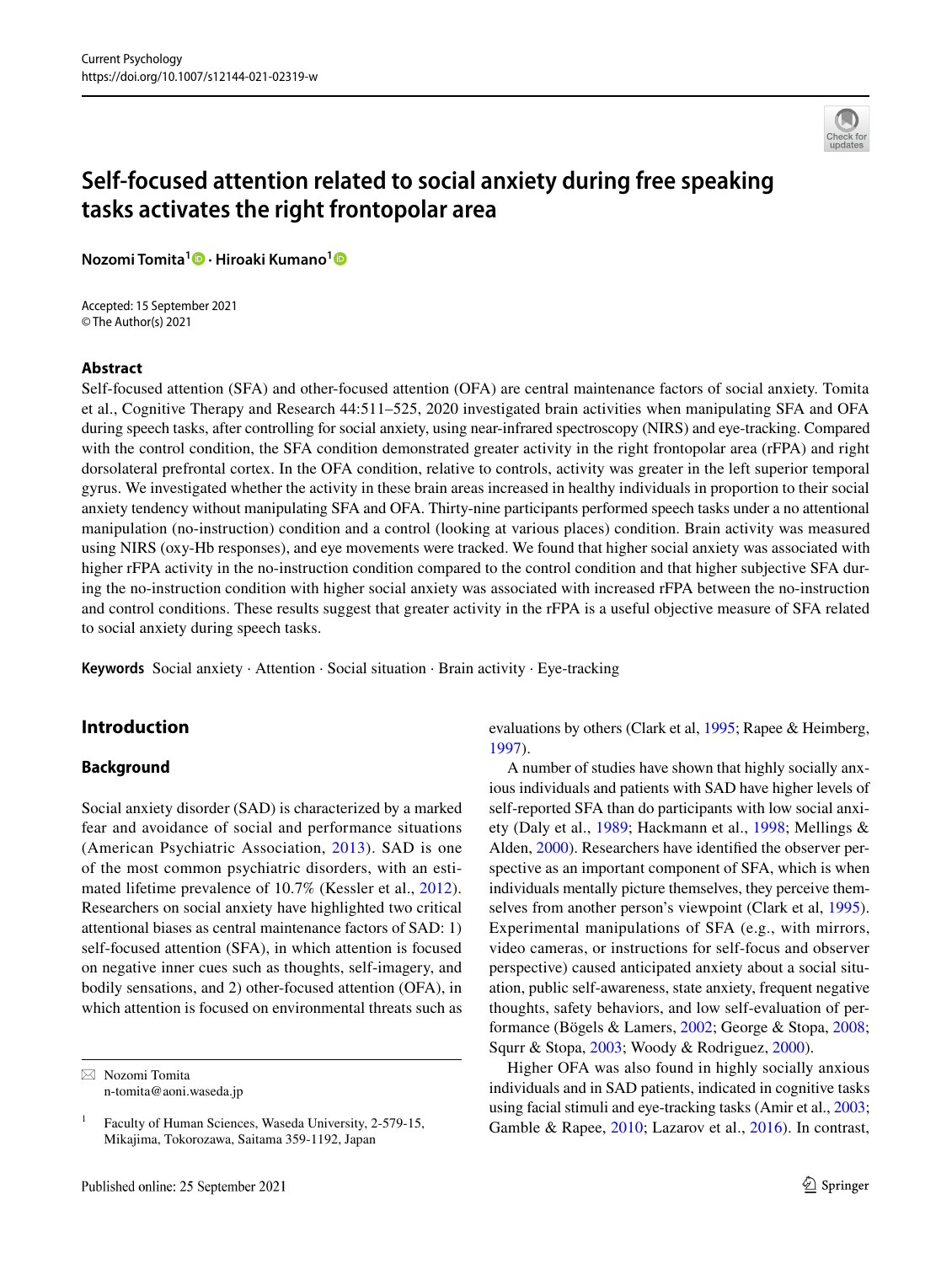# Self-focused attention related to social anxiety during free speaking tasks activates the right frontopolar area

**Nozomi Tomita[1] · Hiroaki Kumano[1]**

Accepted: 15 September 2021
© The Author(s) 2021

## Abstract

Self-focused attention (SFA) and other-focused attention (OFA) are central maintenance factors of social anxiety. Tomita et al., Cognitive Therapy and Research 44:511–525, 2020 investigated brain activities when manipulating SFA and OFA during speech tasks, after controlling for social anxiety, using near-infrared spectroscopy (NIRS) and eye-tracking. Compared with the control condition, the SFA condition demonstrated greater activity in the right frontopolar area (rFPA) and right dorsolateral prefrontal cortex. In the OFA condition, relative to controls, activity was greater in the left superior temporal gyrus. We investigated whether the activity in these brain areas increased in healthy individuals in proportion to their social anxiety tendency without manipulating SFA and OFA. Thirty-nine participants performed speech tasks under a no attentional manipulation (no-instruction) condition and a control (looking at various places) condition. Brain activity was measured using NIRS (oxy-Hb responses), and eye movements were tracked. We found that higher social anxiety was associated with higher rFPA activity in the no-instruction condition compared to the control condition and that higher subjective SFA during the no-instruction condition with higher social anxiety was associated with increased rFPA between the no-instruction and control conditions. These results suggest that greater activity in the rFPA is a useful objective measure of SFA related to social anxiety during speech tasks.

**Keywords** Social anxiety · Attention · Social situation · Brain activity · Eye-tracking

## Introduction

### Background

Social anxiety disorder (SAD) is characterized by a marked fear and avoidance of social and performance situations (American Psychiatric Association, 2013). SAD is one of the most common psychiatric disorders, with an estimated lifetime prevalence of 10.7% (Kessler et al., 2012). Researchers on social anxiety have highlighted two critical attentional biases as central maintenance factors of SAD: 1) self-focused attention (SFA), in which attention is focused on negative inner cues such as thoughts, self-imagery, and bodily sensations, and 2) other-focused attention (OFA), in which attention is focused on environmental threats such as evaluations by others (Clark et al, 1995; Rapee & Heimberg, 1997).

A number of studies have shown that highly socially anxious individuals and patients with SAD have higher levels of self-reported SFA than do participants with low social anxiety (Daly et al., 1989; Hackmann et al., 1998; Mellings & Alden, 2000). Researchers have identified the observer perspective as an important component of SFA, which is when individuals mentally picture themselves, they perceive themselves from another person's viewpoint (Clark et al, 1995). Experimental manipulations of SFA (e.g., with mirrors, video cameras, or instructions for self-focus and observer perspective) caused anticipated anxiety about a social situation, public self-awareness, state anxiety, frequent negative thoughts, safety behaviors, and low self-evaluation of performance (Bögels & Lamers, 2002; George & Stopa, 2008; Squrr & Stopa, 2003; Woody & Rodriguez, 2000).

Higher OFA was also found in highly socially anxious individuals and in SAD patients, indicated in cognitive tasks using facial stimuli and eye-tracking tasks (Amir et al., 2003; Gamble & Rapee, 2010; Lazarov et al., 2016). In contrast,

---

✉ Nozomi Tomita
n-tomita@aoni.waseda.jp

[1] Faculty of Human Sciences, Waseda University, 2-579-15, Mikajima, Tokorozawa, Saitama 359-1192, Japan

Published online: 25 September 2021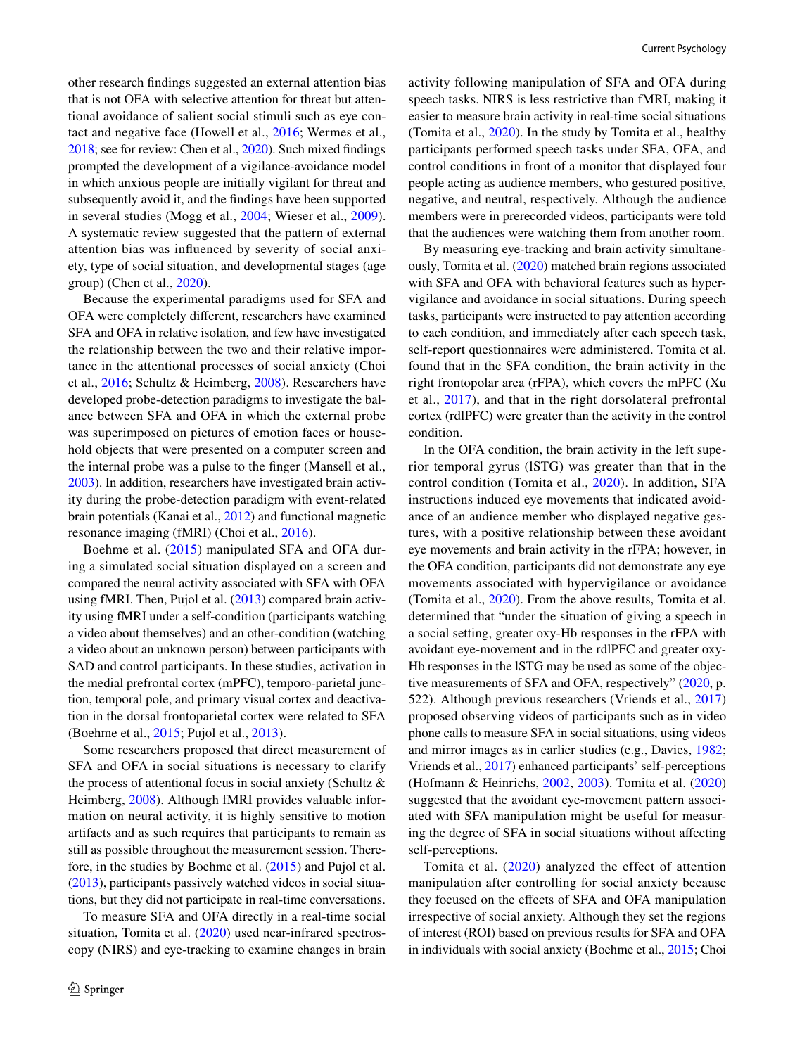other research findings suggested an external attention bias that is not OFA with selective attention for threat but attentional avoidance of salient social stimuli such as eye contact and negative face (Howell et al., 2016; Wermes et al., 2018; see for review: Chen et al., 2020). Such mixed findings prompted the development of a vigilance-avoidance model in which anxious people are initially vigilant for threat and subsequently avoid it, and the findings have been supported in several studies (Mogg et al., 2004; Wieser et al., 2009). A systematic review suggested that the pattern of external attention bias was influenced by severity of social anxiety, type of social situation, and developmental stages (age group) (Chen et al., 2020).

Because the experimental paradigms used for SFA and OFA were completely different, researchers have examined SFA and OFA in relative isolation, and few have investigated the relationship between the two and their relative importance in the attentional processes of social anxiety (Choi et al., 2016; Schultz & Heimberg, 2008). Researchers have developed probe-detection paradigms to investigate the balance between SFA and OFA in which the external probe was superimposed on pictures of emotion faces or household objects that were presented on a computer screen and the internal probe was a pulse to the finger (Mansell et al., 2003). In addition, researchers have investigated brain activity during the probe-detection paradigm with event-related brain potentials (Kanai et al., 2012) and functional magnetic resonance imaging (fMRI) (Choi et al., 2016).

Boehme et al. (2015) manipulated SFA and OFA during a simulated social situation displayed on a screen and compared the neural activity associated with SFA with OFA using fMRI. Then, Pujol et al. (2013) compared brain activity using fMRI under a self-condition (participants watching a video about themselves) and an other-condition (watching a video about an unknown person) between participants with SAD and control participants. In these studies, activation in the medial prefrontal cortex (mPFC), temporo-parietal junction, temporal pole, and primary visual cortex and deactivation in the dorsal frontoparietal cortex were related to SFA (Boehme et al., 2015; Pujol et al., 2013).

Some researchers proposed that direct measurement of SFA and OFA in social situations is necessary to clarify the process of attentional focus in social anxiety (Schultz & Heimberg, 2008). Although fMRI provides valuable information on neural activity, it is highly sensitive to motion artifacts and as such requires that participants to remain as still as possible throughout the measurement session. Therefore, in the studies by Boehme et al. (2015) and Pujol et al. (2013), participants passively watched videos in social situations, but they did not participate in real-time conversations.

To measure SFA and OFA directly in a real-time social situation, Tomita et al. (2020) used near-infrared spectroscopy (NIRS) and eye-tracking to examine changes in brain activity following manipulation of SFA and OFA during speech tasks. NIRS is less restrictive than fMRI, making it easier to measure brain activity in real-time social situations (Tomita et al., 2020). In the study by Tomita et al., healthy participants performed speech tasks under SFA, OFA, and control conditions in front of a monitor that displayed four people acting as audience members, who gestured positive, negative, and neutral, respectively. Although the audience members were in prerecorded videos, participants were told that the audiences were watching them from another room.

By measuring eye-tracking and brain activity simultaneously, Tomita et al. (2020) matched brain regions associated with SFA and OFA with behavioral features such as hypervigilance and avoidance in social situations. During speech tasks, participants were instructed to pay attention according to each condition, and immediately after each speech task, self-report questionnaires were administered. Tomita et al. found that in the SFA condition, the brain activity in the right frontopolar area (rFPA), which covers the mPFC (Xu et al., 2017), and that in the right dorsolateral prefrontal cortex (rdlPFC) were greater than the activity in the control condition.

In the OFA condition, the brain activity in the left superior temporal gyrus (lSTG) was greater than that in the control condition (Tomita et al., 2020). In addition, SFA instructions induced eye movements that indicated avoidance of an audience member who displayed negative gestures, with a positive relationship between these avoidant eye movements and brain activity in the rFPA; however, in the OFA condition, participants did not demonstrate any eye movements associated with hypervigilance or avoidance (Tomita et al., 2020). From the above results, Tomita et al. determined that "under the situation of giving a speech in a social setting, greater oxy-Hb responses in the rFPA with avoidant eye-movement and in the rdlPFC and greater oxy-Hb responses in the lSTG may be used as some of the objective measurements of SFA and OFA, respectively" (2020, p. 522). Although previous researchers (Vriends et al., 2017) proposed observing videos of participants such as in video phone calls to measure SFA in social situations, using videos and mirror images as in earlier studies (e.g., Davies, 1982; Vriends et al., 2017) enhanced participants' self-perceptions (Hofmann & Heinrichs, 2002, 2003). Tomita et al. (2020) suggested that the avoidant eye-movement pattern associated with SFA manipulation might be useful for measuring the degree of SFA in social situations without affecting self-perceptions.

Tomita et al. (2020) analyzed the effect of attention manipulation after controlling for social anxiety because they focused on the effects of SFA and OFA manipulation irrespective of social anxiety. Although they set the regions of interest (ROI) based on previous results for SFA and OFA in individuals with social anxiety (Boehme et al., 2015; Choi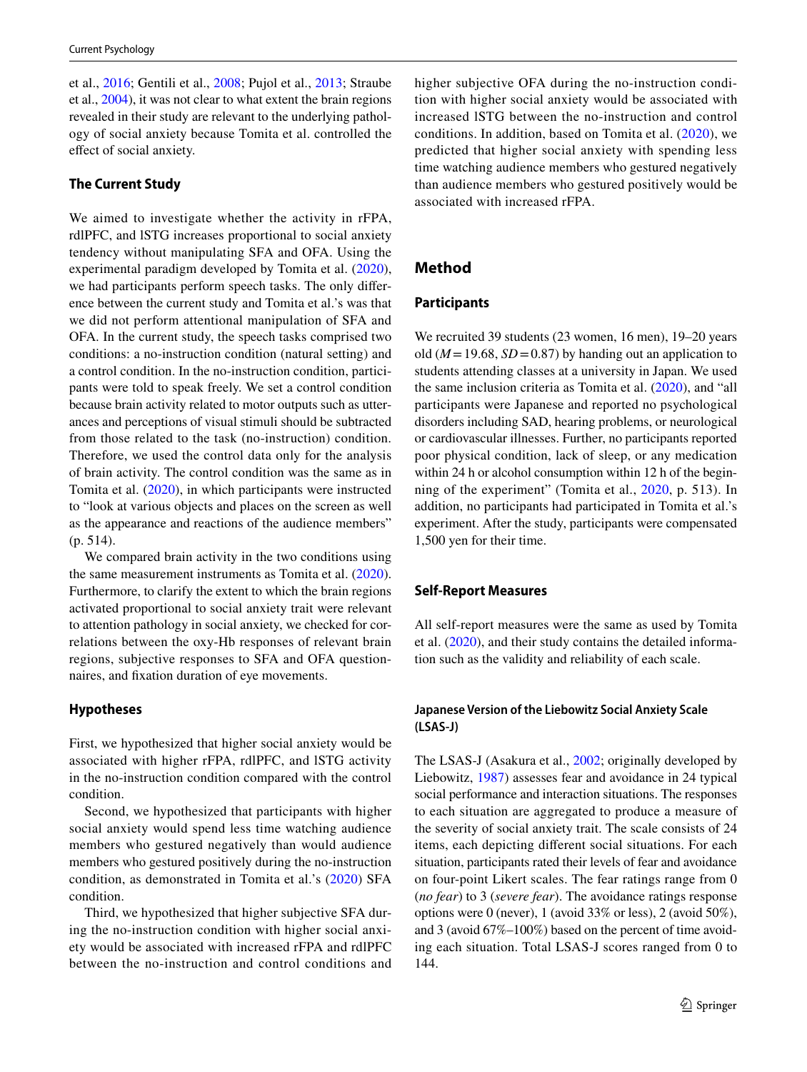et al., 2016; Gentili et al., 2008; Pujol et al., 2013; Straube et al., 2004), it was not clear to what extent the brain regions revealed in their study are relevant to the underlying pathology of social anxiety because Tomita et al. controlled the effect of social anxiety.

### The Current Study

We aimed to investigate whether the activity in rFPA, rdlPFC, and lSTG increases proportional to social anxiety tendency without manipulating SFA and OFA. Using the experimental paradigm developed by Tomita et al. (2020), we had participants perform speech tasks. The only difference between the current study and Tomita et al.'s was that we did not perform attentional manipulation of SFA and OFA. In the current study, the speech tasks comprised two conditions: a no-instruction condition (natural setting) and a control condition. In the no-instruction condition, participants were told to speak freely. We set a control condition because brain activity related to motor outputs such as utterances and perceptions of visual stimuli should be subtracted from those related to the task (no-instruction) condition. Therefore, we used the control data only for the analysis of brain activity. The control condition was the same as in Tomita et al. (2020), in which participants were instructed to "look at various objects and places on the screen as well as the appearance and reactions of the audience members" (p. 514).

We compared brain activity in the two conditions using the same measurement instruments as Tomita et al. (2020). Furthermore, to clarify the extent to which the brain regions activated proportional to social anxiety trait were relevant to attention pathology in social anxiety, we checked for correlations between the oxy-Hb responses of relevant brain regions, subjective responses to SFA and OFA questionnaires, and fixation duration of eye movements.

### Hypotheses

First, we hypothesized that higher social anxiety would be associated with higher rFPA, rdlPFC, and lSTG activity in the no-instruction condition compared with the control condition.

Second, we hypothesized that participants with higher social anxiety would spend less time watching audience members who gestured negatively than would audience members who gestured positively during the no-instruction condition, as demonstrated in Tomita et al.'s (2020) SFA condition.

Third, we hypothesized that higher subjective SFA during the no-instruction condition with higher social anxiety would be associated with increased rFPA and rdlPFC between the no-instruction and control conditions and higher subjective OFA during the no-instruction condition with higher social anxiety would be associated with increased lSTG between the no-instruction and control conditions. In addition, based on Tomita et al. (2020), we predicted that higher social anxiety with spending less time watching audience members who gestured negatively than audience members who gestured positively would be associated with increased rFPA.

## Method

### Participants

We recruited 39 students (23 women, 16 men), 19–20 years old ($M = 19.68$, $SD = 0.87$) by handing out an application to students attending classes at a university in Japan. We used the same inclusion criteria as Tomita et al. (2020), and "all participants were Japanese and reported no psychological disorders including SAD, hearing problems, or neurological or cardiovascular illnesses. Further, no participants reported poor physical condition, lack of sleep, or any medication within 24 h or alcohol consumption within 12 h of the beginning of the experiment" (Tomita et al., 2020, p. 513). In addition, no participants had participated in Tomita et al.'s experiment. After the study, participants were compensated 1,500 yen for their time.

### Self-Report Measures

All self-report measures were the same as used by Tomita et al. (2020), and their study contains the detailed information such as the validity and reliability of each scale.

#### Japanese Version of the Liebowitz Social Anxiety Scale (LSAS-J)

The LSAS-J (Asakura et al., 2002; originally developed by Liebowitz, 1987) assesses fear and avoidance in 24 typical social performance and interaction situations. The responses to each situation are aggregated to produce a measure of the severity of social anxiety trait. The scale consists of 24 items, each depicting different social situations. For each situation, participants rated their levels of fear and avoidance on four-point Likert scales. The fear ratings range from 0 (*no fear*) to 3 (*severe fear*). The avoidance ratings response options were 0 (never), 1 (avoid 33% or less), 2 (avoid 50%), and 3 (avoid 67%–100%) based on the percent of time avoiding each situation. Total LSAS-J scores ranged from 0 to 144.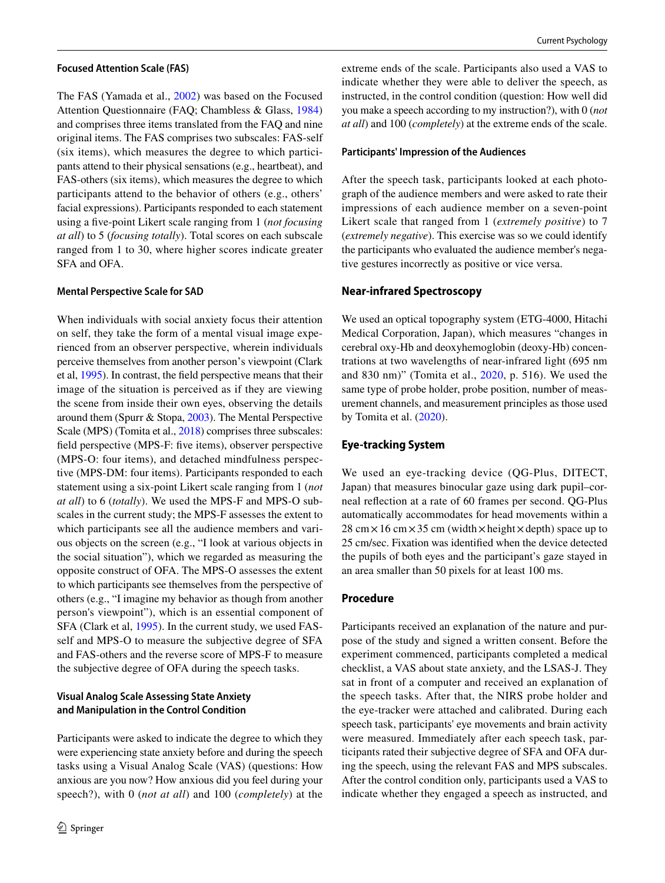#### Focused Attention Scale (FAS)

The FAS (Yamada et al., 2002) was based on the Focused Attention Questionnaire (FAQ; Chambless & Glass, 1984) and comprises three items translated from the FAQ and nine original items. The FAS comprises two subscales: FAS-self (six items), which measures the degree to which participants attend to their physical sensations (e.g., heartbeat), and FAS-others (six items), which measures the degree to which participants attend to the behavior of others (e.g., others' facial expressions). Participants responded to each statement using a five-point Likert scale ranging from 1 (*not focusing at all*) to 5 (*focusing totally*). Total scores on each subscale ranged from 1 to 30, where higher scores indicate greater SFA and OFA.

#### Mental Perspective Scale for SAD

When individuals with social anxiety focus their attention on self, they take the form of a mental visual image experienced from an observer perspective, wherein individuals perceive themselves from another person's viewpoint (Clark et al, 1995). In contrast, the field perspective means that their image of the situation is perceived as if they are viewing the scene from inside their own eyes, observing the details around them (Spurr & Stopa, 2003). The Mental Perspective Scale (MPS) (Tomita et al., 2018) comprises three subscales: field perspective (MPS-F: five items), observer perspective (MPS-O: four items), and detached mindfulness perspective (MPS-DM: four items). Participants responded to each statement using a six-point Likert scale ranging from 1 (*not at all*) to 6 (*totally*). We used the MPS-F and MPS-O subscales in the current study; the MPS-F assesses the extent to which participants see all the audience members and various objects on the screen (e.g., "I look at various objects in the social situation"), which we regarded as measuring the opposite construct of OFA. The MPS-O assesses the extent to which participants see themselves from the perspective of others (e.g., "I imagine my behavior as though from another person's viewpoint"), which is an essential component of SFA (Clark et al, 1995). In the current study, we used FAS-self and MPS-O to measure the subjective degree of SFA and FAS-others and the reverse score of MPS-F to measure the subjective degree of OFA during the speech tasks.

#### Visual Analog Scale Assessing State Anxiety and Manipulation in the Control Condition

Participants were asked to indicate the degree to which they were experiencing state anxiety before and during the speech tasks using a Visual Analog Scale (VAS) (questions: How anxious are you now? How anxious did you feel during your speech?), with 0 (*not at all*) and 100 (*completely*) at the extreme ends of the scale. Participants also used a VAS to indicate whether they were able to deliver the speech, as instructed, in the control condition (question: How well did you make a speech according to my instruction?), with 0 (*not at all*) and 100 (*completely*) at the extreme ends of the scale.

#### Participants' Impression of the Audiences

After the speech task, participants looked at each photograph of the audience members and were asked to rate their impressions of each audience member on a seven-point Likert scale that ranged from 1 (*extremely positive*) to 7 (*extremely negative*). This exercise was so we could identify the participants who evaluated the audience member's negative gestures incorrectly as positive or vice versa.

### Near-infrared Spectroscopy

We used an optical topography system (ETG-4000, Hitachi Medical Corporation, Japan), which measures "changes in cerebral oxy-Hb and deoxyhemoglobin (deoxy-Hb) concentrations at two wavelengths of near-infrared light (695 nm and 830 nm)" (Tomita et al., 2020, p. 516). We used the same type of probe holder, probe position, number of measurement channels, and measurement principles as those used by Tomita et al. (2020).

### Eye-tracking System

We used an eye-tracking device (QG-Plus, DITECT, Japan) that measures binocular gaze using dark pupil–corneal reflection at a rate of 60 frames per second. QG-Plus automatically accommodates for head movements within a 28 cm × 16 cm × 35 cm (width × height × depth) space up to 25 cm/sec. Fixation was identified when the device detected the pupils of both eyes and the participant's gaze stayed in an area smaller than 50 pixels for at least 100 ms.

### Procedure

Participants received an explanation of the nature and purpose of the study and signed a written consent. Before the experiment commenced, participants completed a medical checklist, a VAS about state anxiety, and the LSAS-J. They sat in front of a computer and received an explanation of the speech tasks. After that, the NIRS probe holder and the eye-tracker were attached and calibrated. During each speech task, participants' eye movements and brain activity were measured. Immediately after each speech task, participants rated their subjective degree of SFA and OFA during the speech, using the relevant FAS and MPS subscales. After the control condition only, participants used a VAS to indicate whether they engaged a speech as instructed, and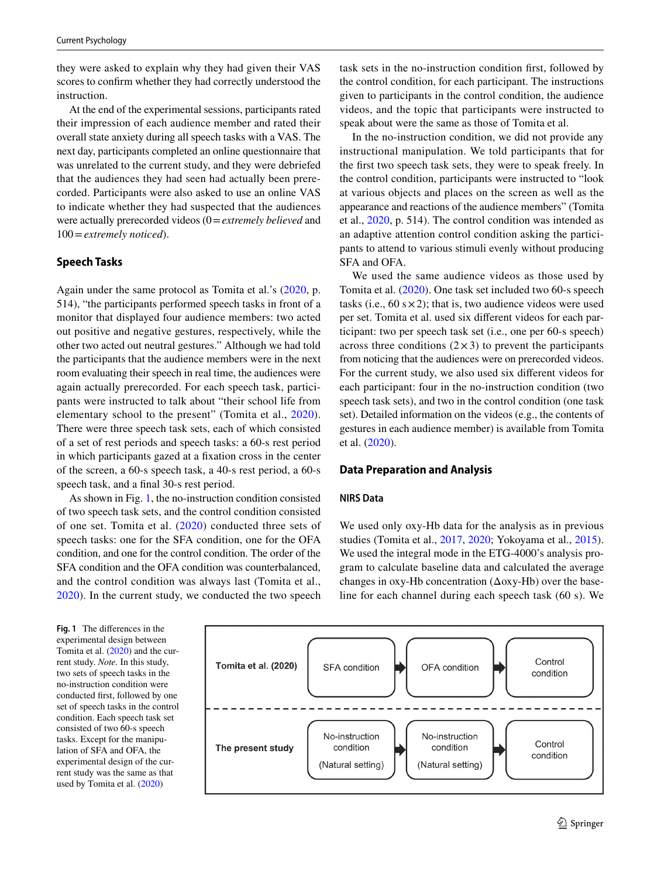they were asked to explain why they had given their VAS scores to confirm whether they had correctly understood the instruction.

At the end of the experimental sessions, participants rated their impression of each audience member and rated their overall state anxiety during all speech tasks with a VAS. The next day, participants completed an online questionnaire that was unrelated to the current study, and they were debriefed that the audiences they had seen had actually been prerecorded. Participants were also asked to use an online VAS to indicate whether they had suspected that the audiences were actually prerecorded videos (0 = *extremely believed* and 100 = *extremely noticed*).

### Speech Tasks

Again under the same protocol as Tomita et al.'s (2020, p. 514), "the participants performed speech tasks in front of a monitor that displayed four audience members: two acted out positive and negative gestures, respectively, while the other two acted out neutral gestures." Although we had told the participants that the audience members were in the next room evaluating their speech in real time, the audiences were again actually prerecorded. For each speech task, participants were instructed to talk about "their school life from elementary school to the present" (Tomita et al., 2020). There were three speech task sets, each of which consisted of a set of rest periods and speech tasks: a 60-s rest period in which participants gazed at a fixation cross in the center of the screen, a 60-s speech task, a 40-s rest period, a 60-s speech task, and a final 30-s rest period.

As shown in Fig. 1, the no-instruction condition consisted of two speech task sets, and the control condition consisted of one set. Tomita et al. (2020) conducted three sets of speech tasks: one for the SFA condition, one for the OFA condition, and one for the control condition. The order of the SFA condition and the OFA condition was counterbalanced, and the control condition was always last (Tomita et al., 2020). In the current study, we conducted the two speech task sets in the no-instruction condition first, followed by the control condition, for each participant. The instructions given to participants in the control condition, the audience videos, and the topic that participants were instructed to speak about were the same as those of Tomita et al.

In the no-instruction condition, we did not provide any instructional manipulation. We told participants that for the first two speech task sets, they were to speak freely. In the control condition, participants were instructed to "look at various objects and places on the screen as well as the appearance and reactions of the audience members" (Tomita et al., 2020, p. 514). The control condition was intended as an adaptive attention control condition asking the participants to attend to various stimuli evenly without producing SFA and OFA.

We used the same audience videos as those used by Tomita et al. (2020). One task set included two 60-s speech tasks (i.e., 60 s × 2); that is, two audience videos were used per set. Tomita et al. used six different videos for each participant: two per speech task set (i.e., one per 60-s speech) across three conditions (2 × 3) to prevent the participants from noticing that the audiences were on prerecorded videos. For the current study, we also used six different videos for each participant: four in the no-instruction condition (two speech task sets), and two in the control condition (one task set). Detailed information on the videos (e.g., the contents of gestures in each audience member) is available from Tomita et al. (2020).

| | | | |
|---|---|---|---|
| **Tomita et al. (2020)** | SFA condition | OFA condition | Control condition |
| **The present study** | No-instruction condition (Natural setting) | No-instruction condition (Natural setting) | Control condition |

**Fig. 1** The differences in the experimental design between Tomita et al. (2020) and the current study. *Note.* In this study, two sets of speech tasks in the no-instruction condition were conducted first, followed by one set of speech tasks in the control condition. Each speech task set consisted of two 60-s speech tasks. Except for the manipulation of SFA and OFA, the experimental design of the current study was the same as that used by Tomita et al. (2020)

### Data Preparation and Analysis

#### NIRS Data

We used only oxy-Hb data for the analysis as in previous studies (Tomita et al., 2017, 2020; Yokoyama et al., 2015). We used the integral mode in the ETG-4000's analysis program to calculate baseline data and calculated the average changes in oxy-Hb concentration (Δoxy-Hb) over the baseline for each channel during each speech task (60 s). We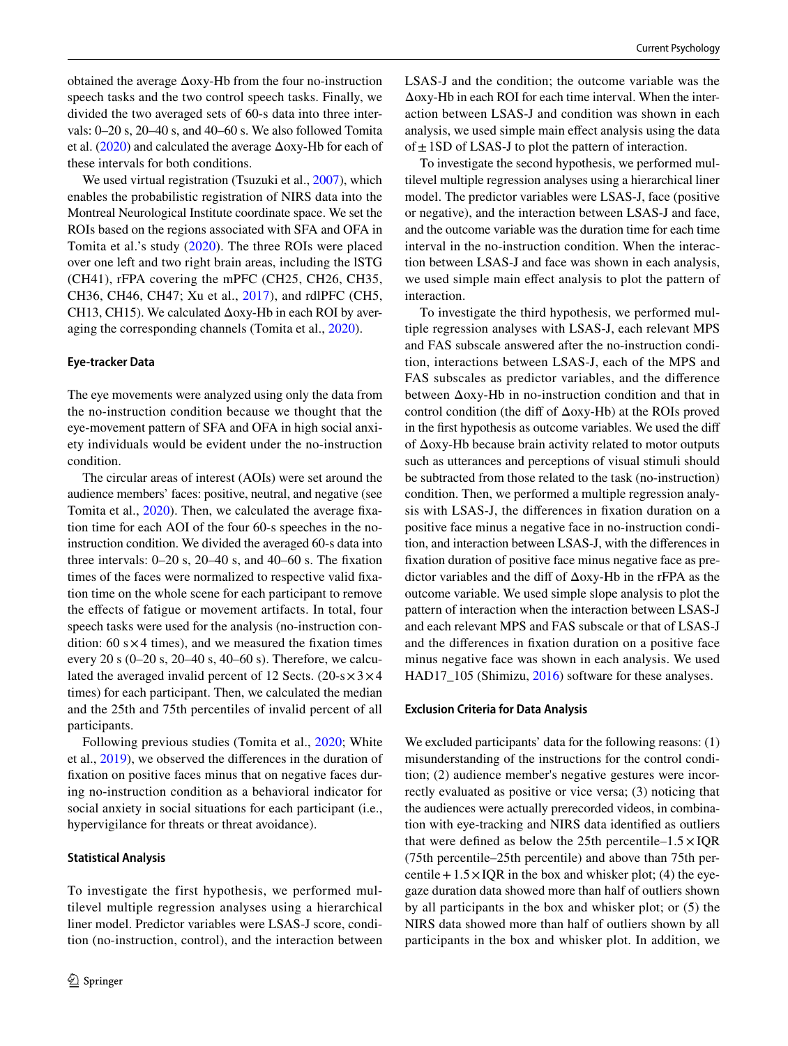obtained the average Δoxy-Hb from the four no-instruction speech tasks and the two control speech tasks. Finally, we divided the two averaged sets of 60-s data into three intervals: 0–20 s, 20–40 s, and 40–60 s. We also followed Tomita et al. (2020) and calculated the average Δoxy-Hb for each of these intervals for both conditions.

We used virtual registration (Tsuzuki et al., 2007), which enables the probabilistic registration of NIRS data into the Montreal Neurological Institute coordinate space. We set the ROIs based on the regions associated with SFA and OFA in Tomita et al.'s study (2020). The three ROIs were placed over one left and two right brain areas, including the lSTG (CH41), rFPA covering the mPFC (CH25, CH26, CH35, CH36, CH46, CH47; Xu et al., 2017), and rdlPFC (CH5, CH13, CH15). We calculated Δoxy-Hb in each ROI by averaging the corresponding channels (Tomita et al., 2020).

### Eye-tracker Data

The eye movements were analyzed using only the data from the no-instruction condition because we thought that the eye-movement pattern of SFA and OFA in high social anxiety individuals would be evident under the no-instruction condition.

The circular areas of interest (AOIs) were set around the audience members' faces: positive, neutral, and negative (see Tomita et al., 2020). Then, we calculated the average fixation time for each AOI of the four 60-s speeches in the no-instruction condition. We divided the averaged 60-s data into three intervals: 0–20 s, 20–40 s, and 40–60 s. The fixation times of the faces were normalized to respective valid fixation time on the whole scene for each participant to remove the effects of fatigue or movement artifacts. In total, four speech tasks were used for the analysis (no-instruction condition: 60 s × 4 times), and we measured the fixation times every 20 s (0–20 s, 20–40 s, 40–60 s). Therefore, we calculated the averaged invalid percent of 12 Sects. (20-s × 3 × 4 times) for each participant. Then, we calculated the median and the 25th and 75th percentiles of invalid percent of all participants.

Following previous studies (Tomita et al., 2020; White et al., 2019), we observed the differences in the duration of fixation on positive faces minus that on negative faces during no-instruction condition as a behavioral indicator for social anxiety in social situations for each participant (i.e., hypervigilance for threats or threat avoidance).

### Statistical Analysis

To investigate the first hypothesis, we performed multilevel multiple regression analyses using a hierarchical liner model. Predictor variables were LSAS-J score, condition (no-instruction, control), and the interaction between LSAS-J and the condition; the outcome variable was the Δoxy-Hb in each ROI for each time interval. When the interaction between LSAS-J and condition was shown in each analysis, we used simple main effect analysis using the data of ± 1SD of LSAS-J to plot the pattern of interaction.

To investigate the second hypothesis, we performed multilevel multiple regression analyses using a hierarchical liner model. The predictor variables were LSAS-J, face (positive or negative), and the interaction between LSAS-J and face, and the outcome variable was the duration time for each time interval in the no-instruction condition. When the interaction between LSAS-J and face was shown in each analysis, we used simple main effect analysis to plot the pattern of interaction.

To investigate the third hypothesis, we performed multiple regression analyses with LSAS-J, each relevant MPS and FAS subscale answered after the no-instruction condition, interactions between LSAS-J, each of the MPS and FAS subscales as predictor variables, and the difference between Δoxy-Hb in no-instruction condition and that in control condition (the diff of Δoxy-Hb) at the ROIs proved in the first hypothesis as outcome variables. We used the diff of Δoxy-Hb because brain activity related to motor outputs such as utterances and perceptions of visual stimuli should be subtracted from those related to the task (no-instruction) condition. Then, we performed a multiple regression analysis with LSAS-J, the differences in fixation duration on a positive face minus a negative face in no-instruction condition, and interaction between LSAS-J, with the differences in fixation duration of positive face minus negative face as predictor variables and the diff of Δoxy-Hb in the rFPA as the outcome variable. We used simple slope analysis to plot the pattern of interaction when the interaction between LSAS-J and each relevant MPS and FAS subscale or that of LSAS-J and the differences in fixation duration on a positive face minus negative face was shown in each analysis. We used HAD17_105 (Shimizu, 2016) software for these analyses.

### Exclusion Criteria for Data Analysis

We excluded participants' data for the following reasons: (1) misunderstanding of the instructions for the control condition; (2) audience member's negative gestures were incorrectly evaluated as positive or vice versa; (3) noticing that the audiences were actually prerecorded videos, in combination with eye-tracking and NIRS data identified as outliers that were defined as below the 25th percentile–1.5 × IQR (75th percentile–25th percentile) and above than 75th percentile + 1.5 × IQR in the box and whisker plot; (4) the eye-gaze duration data showed more than half of outliers shown by all participants in the box and whisker plot; or (5) the NIRS data showed more than half of outliers shown by all participants in the box and whisker plot. In addition, we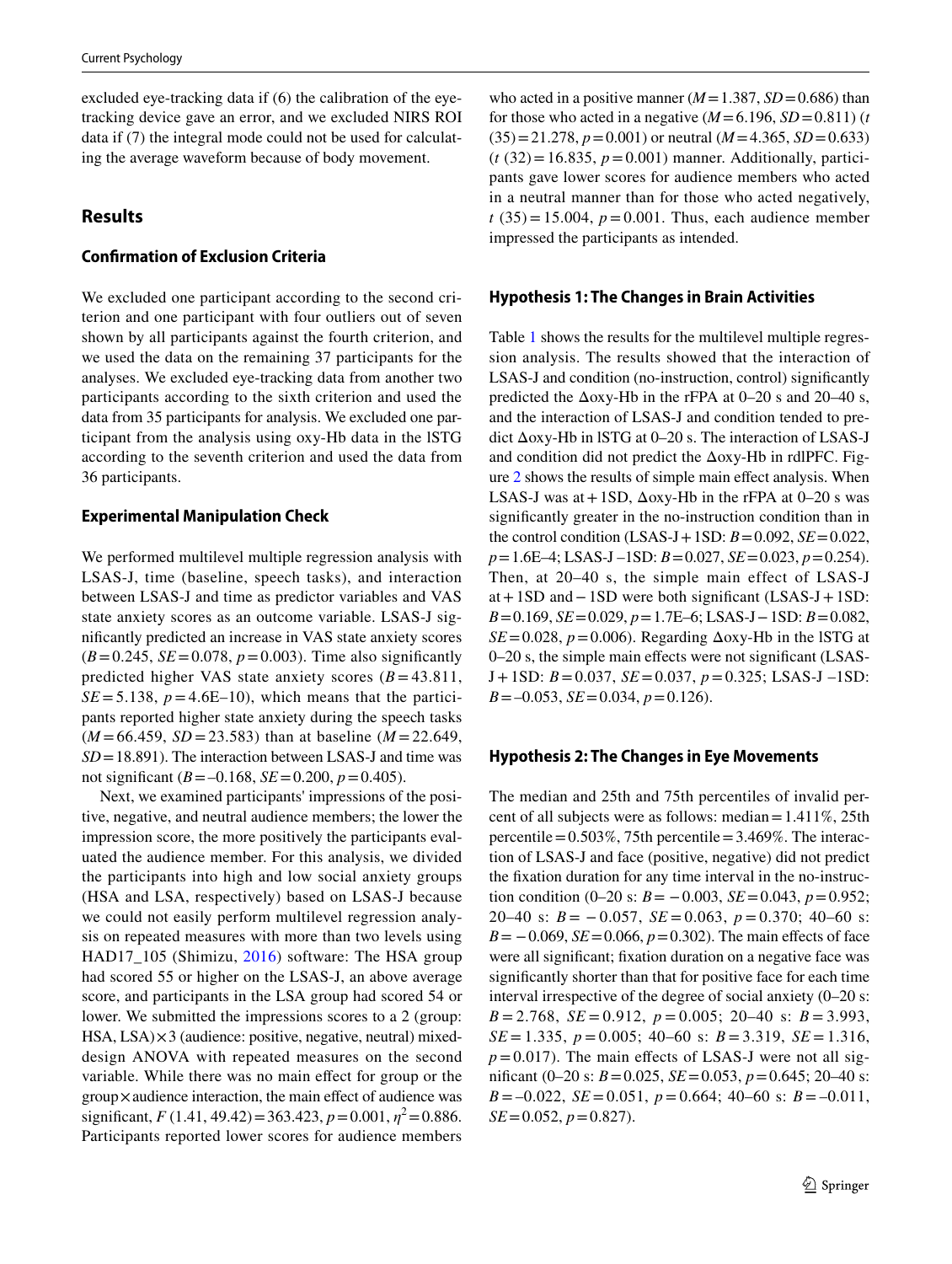excluded eye-tracking data if (6) the calibration of the eye-tracking device gave an error, and we excluded NIRS ROI data if (7) the integral mode could not be used for calculating the average waveform because of body movement.

## Results

### Confirmation of Exclusion Criteria

We excluded one participant according to the second criterion and one participant with four outliers out of seven shown by all participants against the fourth criterion, and we used the data on the remaining 37 participants for the analyses. We excluded eye-tracking data from another two participants according to the sixth criterion and used the data from 35 participants for analysis. We excluded one participant from the analysis using oxy-Hb data in the lSTG according to the seventh criterion and used the data from 36 participants.

### Experimental Manipulation Check

We performed multilevel multiple regression analysis with LSAS-J, time (baseline, speech tasks), and interaction between LSAS-J and time as predictor variables and VAS state anxiety scores as an outcome variable. LSAS-J significantly predicted an increase in VAS state anxiety scores ($B = 0.245$, $SE = 0.078$, $p = 0.003$). Time also significantly predicted higher VAS state anxiety scores ($B = 43.811$, $SE = 5.138$, $p = 4.6\text{E–}10$), which means that the participants reported higher state anxiety during the speech tasks ($M = 66.459$, $SD = 23.583$) than at baseline ($M = 22.649$, $SD = 18.891$). The interaction between LSAS-J and time was not significant ($B = –0.168$, $SE = 0.200$, $p = 0.405$).

Next, we examined participants' impressions of the positive, negative, and neutral audience members; the lower the impression score, the more positively the participants evaluated the audience member. For this analysis, we divided the participants into high and low social anxiety groups (HSA and LSA, respectively) based on LSAS-J because we could not easily perform multilevel regression analysis on repeated measures with more than two levels using HAD17_105 (Shimizu, 2016) software: The HSA group had scored 55 or higher on the LSAS-J, an above average score, and participants in the LSA group had scored 54 or lower. We submitted the impressions scores to a 2 (group: HSA, LSA) × 3 (audience: positive, negative, neutral) mixed-design ANOVA with repeated measures on the second variable. While there was no main effect for group or the group × audience interaction, the main effect of audience was significant, $F$ (1.41, 49.42) = 363.423, $p = 0.001$, $\eta^2 = 0.886$. Participants reported lower scores for audience members who acted in a positive manner ($M = 1.387$, $SD = 0.686$) than for those who acted in a negative ($M = 6.196$, $SD = 0.811$) ($t$ (35) = 21.278, $p = 0.001$) or neutral ($M = 4.365$, $SD = 0.633$) ($t$ (32) = 16.835, $p = 0.001$) manner. Additionally, participants gave lower scores for audience members who acted in a neutral manner than for those who acted negatively, $t$ (35) = 15.004, $p = 0.001$. Thus, each audience member impressed the participants as intended.

### Hypothesis 1: The Changes in Brain Activities

Table 1 shows the results for the multilevel multiple regression analysis. The results showed that the interaction of LSAS-J and condition (no-instruction, control) significantly predicted the Δoxy-Hb in the rFPA at 0–20 s and 20–40 s, and the interaction of LSAS-J and condition tended to predict Δoxy-Hb in lSTG at 0–20 s. The interaction of LSAS-J and condition did not predict the Δoxy-Hb in rdlPFC. Figure 2 shows the results of simple main effect analysis. When LSAS-J was at + 1SD, Δoxy-Hb in the rFPA at 0–20 s was significantly greater in the no-instruction condition than in the control condition (LSAS-J + 1SD: $B = 0.092$, $SE = 0.022$, $p = 1.6\text{E–}4$; LSAS-J –1SD: $B = 0.027$, $SE = 0.023$, $p = 0.254$). Then, at 20–40 s, the simple main effect of LSAS-J at + 1SD and − 1SD were both significant (LSAS-J + 1SD: $B = 0.169$, $SE = 0.029$, $p = 1.7\text{E–}6$; LSAS-J − 1SD: $B = 0.082$, $SE = 0.028$, $p = 0.006$). Regarding Δoxy-Hb in the lSTG at 0–20 s, the simple main effects were not significant (LSAS-J + 1SD: $B = 0.037$, $SE = 0.037$, $p = 0.325$; LSAS-J –1SD: $B = –0.053$, $SE = 0.034$, $p = 0.126$).

### Hypothesis 2: The Changes in Eye Movements

The median and 25th and 75th percentiles of invalid percent of all subjects were as follows: median = 1.411%, 25th percentile = 0.503%, 75th percentile = 3.469%. The interaction of LSAS-J and face (positive, negative) did not predict the fixation duration for any time interval in the no-instruction condition (0–20 s: $B = -0.003$, $SE = 0.043$, $p = 0.952$; 20–40 s: $B = -0.057$, $SE = 0.063$, $p = 0.370$; 40–60 s: $B = -0.069$, $SE = 0.066$, $p = 0.302$). The main effects of face were all significant; fixation duration on a negative face was significantly shorter than that for positive face for each time interval irrespective of the degree of social anxiety (0–20 s: $B = 2.768$, $SE = 0.912$, $p = 0.005$; 20–40 s: $B = 3.993$, $SE = 1.335$, $p = 0.005$; 40–60 s: $B = 3.319$, $SE = 1.316$, $p = 0.017$). The main effects of LSAS-J were not all significant (0–20 s: $B = 0.025$, $SE = 0.053$, $p = 0.645$; 20–40 s: $B = –0.022$, $SE = 0.051$, $p = 0.664$; 40–60 s: $B = –0.011$, $SE = 0.052$, $p = 0.827$).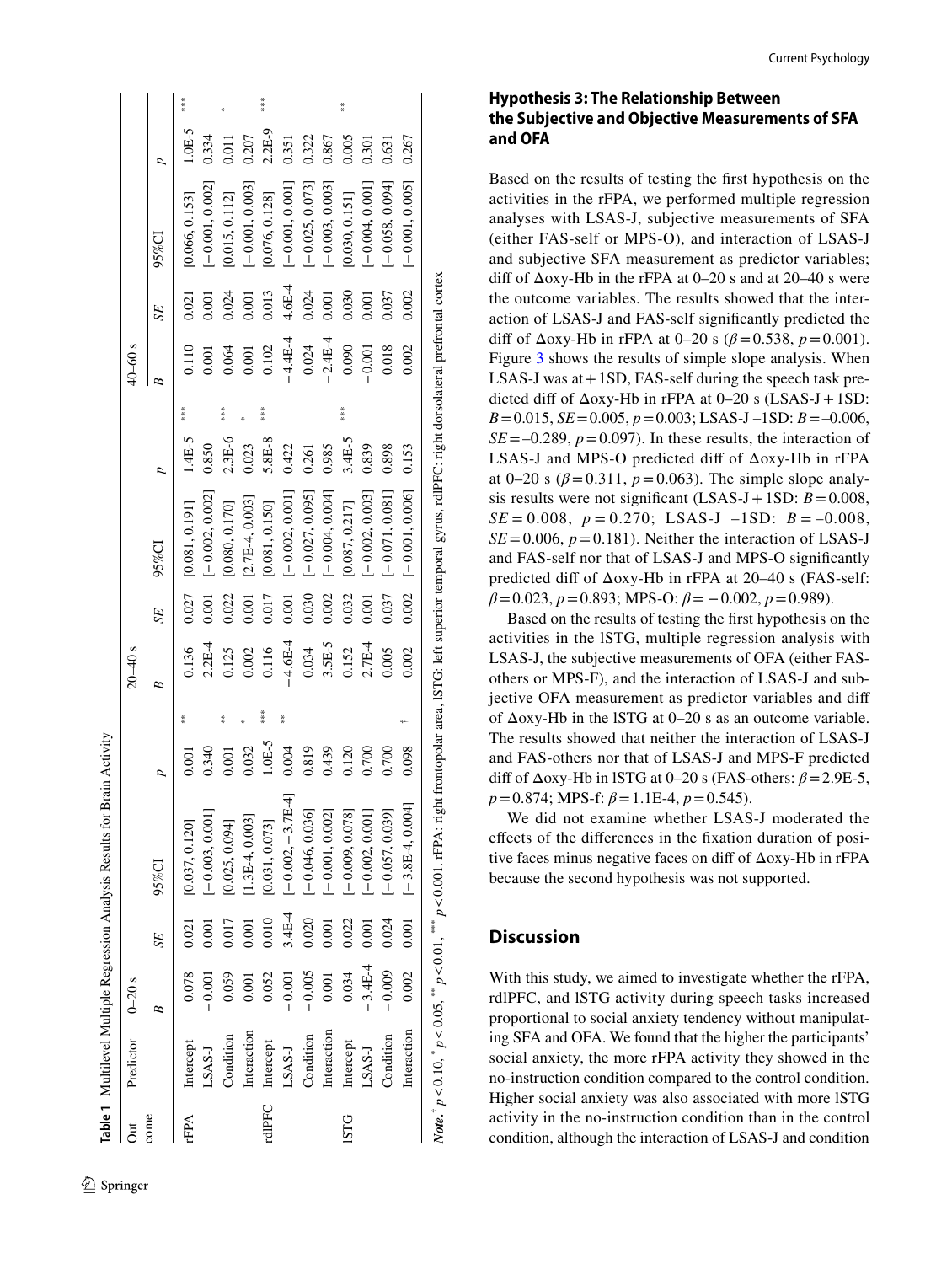**Table 1** Multilevel Multiple Regression Analysis Results for Brain Activity

| Outcome | Predictor | 0–20 s | | | | | 20–40 s | | | | | 40–60 s | | | | |
|---|---|---|---|---|---|---|---|---|---|---|---|---|---|---|---|---|
| | | *B* | *SE* | 95%CI | *p* | | *B* | *SE* | 95%CI | *p* | | *B* | *SE* | 95%CI | *p* | |
| rFPA | Intercept | 0.078 | 0.021 | [0.037, 0.120] | 0.001 | ** | 0.136 | 0.027 | [0.081, 0.191] | 1.4E-5 | *** | 0.110 | 0.021 | [0.066, 0.153] | 1.0E-5 | *** |
| | LSAS-J | −0.001 | 0.001 | [−0.003, 0.001] | 0.340 | | 2.2E-4 | 0.001 | [−0.002, 0.002] | 0.850 | | 0.001 | 0.001 | [−0.001, 0.002] | 0.334 | |
| | Condition | 0.059 | 0.017 | [0.025, 0.094] | 0.001 | ** | 0.125 | 0.022 | [0.080, 0.170] | 2.3E-6 | *** | 0.064 | 0.024 | [0.015, 0.112] | 0.011 | * |
| | Interaction | 0.001 | 0.001 | [1.3E-4, 0.003] | 0.032 | * | 0.002 | 0.001 | [2.7E-4, 0.003] | 0.023 | * | 0.001 | 0.001 | [−0.001, 0.003] | 0.207 | |
| rdlPFC | Intercept | 0.052 | 0.010 | [0.031, 0.073] | 1.0E-5 | *** | 0.116 | 0.017 | [0.081, 0.150] | 5.8E-8 | *** | 0.102 | 0.013 | [0.076, 0.128] | 2.2E-9 | *** |
| | LSAS-J | −0.001 | 3.4E-4 | [−0.002, −3.7E-4] | 0.004 | ** | −4.6E-4 | 0.001 | [−0.002, 0.001] | 0.422 | | −4.4E-4 | 4.6E-4 | [−0.001, 0.001] | 0.351 | |
| | Condition | −0.005 | 0.020 | [−0.046, 0.036] | 0.819 | | 0.034 | 0.030 | [−0.027, 0.095] | 0.261 | | 0.024 | 0.024 | [−0.025, 0.073] | 0.322 | |
| | Interaction | 0.001 | 0.001 | [−0.001, 0.002] | 0.439 | | 3.5E-5 | 0.002 | [−0.004, 0.004] | 0.985 | | −2.4E-4 | 0.001 | [−0.003, 0.003] | 0.867 | |
| lSTG | Intercept | 0.034 | 0.022 | [−0.009, 0.078] | 0.120 | | 0.152 | 0.032 | [0.087, 0.217] | 3.4E-5 | *** | 0.090 | 0.030 | [0.030, 0.151] | 0.005 | ** |
| | LSAS-J | −3.4E-4 | 0.001 | [−0.002, 0.001] | 0.700 | | 2.7E-4 | 0.001 | [−0.002, 0.003] | 0.839 | | −0.001 | 0.001 | [−0.004, 0.001] | 0.301 | |
| | Condition | −0.009 | 0.024 | [−0.057, 0.039] | 0.700 | | 0.005 | 0.037 | [−0.071, 0.081] | 0.898 | | 0.018 | 0.037 | [−0.058, 0.094] | 0.631 | |
| | Interaction | 0.002 | 0.001 | [−3.8E-4, 0.004] | 0.098 | † | 0.002 | 0.002 | [−0.001, 0.006] | 0.153 | | 0.002 | 0.002 | [−0.001, 0.005] | 0.267 | |

***Note.*** † $p<0.10$, * $p<0.05$, ** $p<0.01$, *** $p<0.001$. rFPA: right frontopolar area, lSTG: left superior temporal gyrus, rdlPFC: right dorsolateral prefrontal cortex

### Hypothesis 3: The Relationship Between the Subjective and Objective Measurements of SFA and OFA

Based on the results of testing the first hypothesis on the activities in the rFPA, we performed multiple regression analyses with LSAS-J, subjective measurements of SFA (either FAS-self or MPS-O), and interaction of LSAS-J and subjective SFA measurement as predictor variables; diff of Δoxy-Hb in the rFPA at 0–20 s and at 20–40 s were the outcome variables. The results showed that the interaction of LSAS-J and FAS-self significantly predicted the diff of Δoxy-Hb in rFPA at 0–20 s ($\beta = 0.538$, $p = 0.001$). Figure 3 shows the results of simple slope analysis. When LSAS-J was at + 1SD, FAS-self during the speech task predicted diff of Δoxy-Hb in rFPA at 0–20 s (LSAS-J + 1SD: $B = 0.015$, $SE = 0.005$, $p = 0.003$; LSAS-J –1SD: $B = –0.006$, $SE = –0.289$, $p = 0.097$). In these results, the interaction of LSAS-J and MPS-O predicted diff of Δoxy-Hb in rFPA at 0–20 s ($\beta = 0.311$, $p = 0.063$). The simple slope analysis results were not significant (LSAS-J + 1SD: $B = 0.008$, $SE = 0.008$, $p = 0.270$; LSAS-J –1SD: $B = –0.008$, $SE = 0.006$, $p = 0.181$). Neither the interaction of LSAS-J and FAS-self nor that of LSAS-J and MPS-O significantly predicted diff of Δoxy-Hb in rFPA at 20–40 s (FAS-self: $\beta = 0.023$, $p = 0.893$; MPS-O: $\beta = -0.002$, $p = 0.989$).

Based on the results of testing the first hypothesis on the activities in the lSTG, multiple regression analysis with LSAS-J, the subjective measurements of OFA (either FAS-others or MPS-F), and the interaction of LSAS-J and subjective OFA measurement as predictor variables and diff of Δoxy-Hb in the lSTG at 0–20 s as an outcome variable. The results showed that neither the interaction of LSAS-J and FAS-others nor that of LSAS-J and MPS-F predicted diff of Δoxy-Hb in lSTG at 0–20 s (FAS-others: $\beta = 2.9\text{E-}5$, $p = 0.874$; MPS-f: $\beta = 1.1\text{E-}4$, $p = 0.545$).

We did not examine whether LSAS-J moderated the effects of the differences in the fixation duration of positive faces minus negative faces on diff of Δoxy-Hb in rFPA because the second hypothesis was not supported.

## Discussion

With this study, we aimed to investigate whether the rFPA, rdlPFC, and lSTG activity during speech tasks increased proportional to social anxiety tendency without manipulating SFA and OFA. We found that the higher the participants' social anxiety, the more rFPA activity they showed in the no-instruction condition compared to the control condition. Higher social anxiety was also associated with more lSTG activity in the no-instruction condition than in the control condition, although the interaction of LSAS-J and condition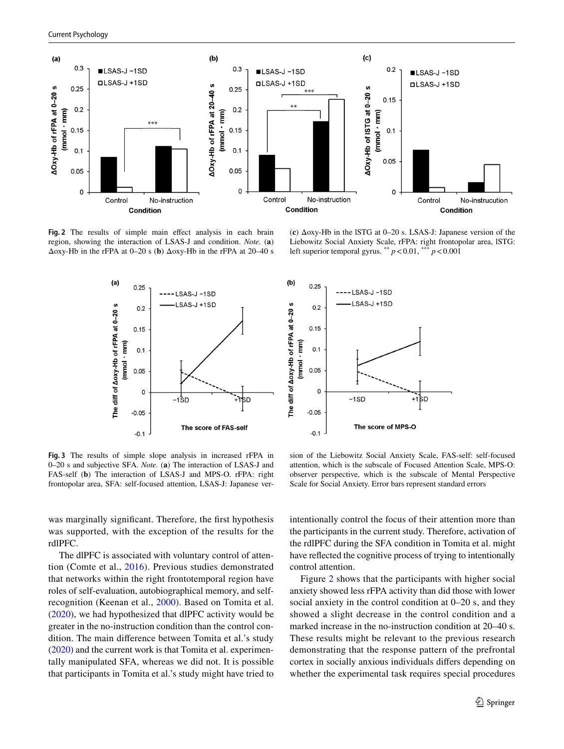**Fig. 2** The results of simple main effect analysis in each brain region, showing the interaction of LSAS-J and condition. *Note.* (**a**) Δoxy-Hb in the rFPA at 0–20 s (**b**) Δoxy-Hb in the rFPA at 20–40 s (**c**) Δoxy-Hb in the lSTG at 0–20 s. LSAS-J: Japanese version of the Liebowitz Social Anxiety Scale, rFPA: right frontopolar area, lSTG: left superior temporal gyrus. ** $p < 0.01$, *** $p < 0.001$

**Fig. 3** The results of simple slope analysis in increased rFPA in 0–20 s and subjective SFA. *Note.* (**a**) The interaction of LSAS-J and FAS-self (**b**) The interaction of LSAS-J and MPS-O. rFPA: right frontopolar area, SFA: self-focused attention, LSAS-J: Japanese version of the Liebowitz Social Anxiety Scale, FAS-self: self-focused attention, which is the subscale of Focused Attention Scale, MPS-O: observer perspective, which is the subscale of Mental Perspective Scale for Social Anxiety. Error bars represent standard errors

was marginally significant. Therefore, the first hypothesis was supported, with the exception of the results for the rdlPFC.

The dlPFC is associated with voluntary control of attention (Comte et al., 2016). Previous studies demonstrated that networks within the right frontotemporal region have roles of self-evaluation, autobiographical memory, and self-recognition (Keenan et al., 2000). Based on Tomita et al. (2020), we had hypothesized that dlPFC activity would be greater in the no-instruction condition than the control condition. The main difference between Tomita et al.'s study (2020) and the current work is that Tomita et al. experimentally manipulated SFA, whereas we did not. It is possible that participants in Tomita et al.'s study might have tried to intentionally control the focus of their attention more than the participants in the current study. Therefore, activation of the rdlPFC during the SFA condition in Tomita et al. might have reflected the cognitive process of trying to intentionally control attention.

Figure 2 shows that the participants with higher social anxiety showed less rFPA activity than did those with lower social anxiety in the control condition at 0–20 s, and they showed a slight decrease in the control condition and a marked increase in the no-instruction condition at 20–40 s. These results might be relevant to the previous research demonstrating that the response pattern of the prefrontal cortex in socially anxious individuals differs depending on whether the experimental task requires special procedures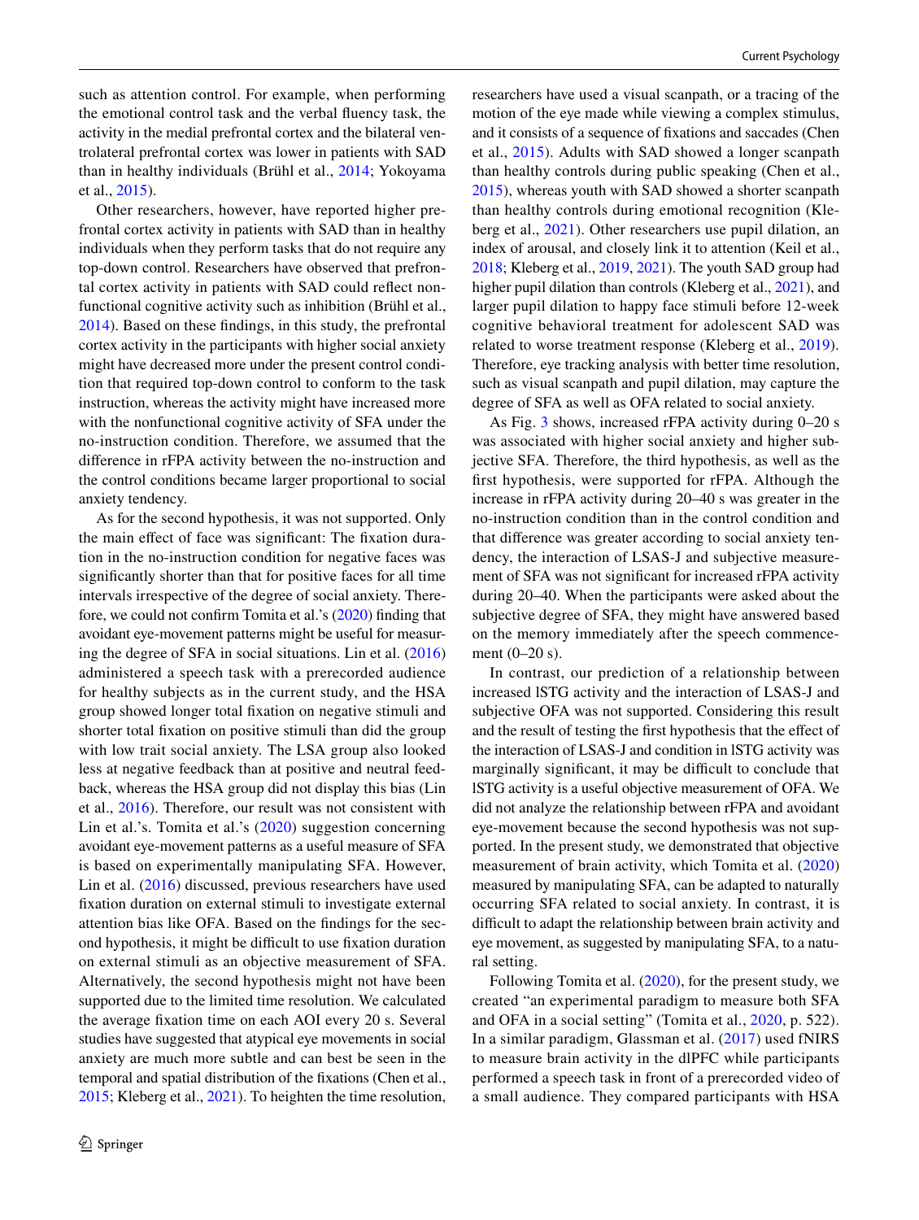such as attention control. For example, when performing the emotional control task and the verbal fluency task, the activity in the medial prefrontal cortex and the bilateral ventrolateral prefrontal cortex was lower in patients with SAD than in healthy individuals (Brühl et al., 2014; Yokoyama et al., 2015).

Other researchers, however, have reported higher prefrontal cortex activity in patients with SAD than in healthy individuals when they perform tasks that do not require any top-down control. Researchers have observed that prefrontal cortex activity in patients with SAD could reflect nonfunctional cognitive activity such as inhibition (Brühl et al., 2014). Based on these findings, in this study, the prefrontal cortex activity in the participants with higher social anxiety might have decreased more under the present control condition that required top-down control to conform to the task instruction, whereas the activity might have increased more with the nonfunctional cognitive activity of SFA under the no-instruction condition. Therefore, we assumed that the difference in rFPA activity between the no-instruction and the control conditions became larger proportional to social anxiety tendency.

As for the second hypothesis, it was not supported. Only the main effect of face was significant: The fixation duration in the no-instruction condition for negative faces was significantly shorter than that for positive faces for all time intervals irrespective of the degree of social anxiety. Therefore, we could not confirm Tomita et al.'s (2020) finding that avoidant eye-movement patterns might be useful for measuring the degree of SFA in social situations. Lin et al. (2016) administered a speech task with a prerecorded audience for healthy subjects as in the current study, and the HSA group showed longer total fixation on negative stimuli and shorter total fixation on positive stimuli than did the group with low trait social anxiety. The LSA group also looked less at negative feedback than at positive and neutral feedback, whereas the HSA group did not display this bias (Lin et al., 2016). Therefore, our result was not consistent with Lin et al.'s. Tomita et al.'s (2020) suggestion concerning avoidant eye-movement patterns as a useful measure of SFA is based on experimentally manipulating SFA. However, Lin et al. (2016) discussed, previous researchers have used fixation duration on external stimuli to investigate external attention bias like OFA. Based on the findings for the second hypothesis, it might be difficult to use fixation duration on external stimuli as an objective measurement of SFA. Alternatively, the second hypothesis might not have been supported due to the limited time resolution. We calculated the average fixation time on each AOI every 20 s. Several studies have suggested that atypical eye movements in social anxiety are much more subtle and can best be seen in the temporal and spatial distribution of the fixations (Chen et al., 2015; Kleberg et al., 2021). To heighten the time resolution, researchers have used a visual scanpath, or a tracing of the motion of the eye made while viewing a complex stimulus, and it consists of a sequence of fixations and saccades (Chen et al., 2015). Adults with SAD showed a longer scanpath than healthy controls during public speaking (Chen et al., 2015), whereas youth with SAD showed a shorter scanpath than healthy controls during emotional recognition (Kleberg et al., 2021). Other researchers use pupil dilation, an index of arousal, and closely link it to attention (Keil et al., 2018; Kleberg et al., 2019, 2021). The youth SAD group had higher pupil dilation than controls (Kleberg et al., 2021), and larger pupil dilation to happy face stimuli before 12-week cognitive behavioral treatment for adolescent SAD was related to worse treatment response (Kleberg et al., 2019). Therefore, eye tracking analysis with better time resolution, such as visual scanpath and pupil dilation, may capture the degree of SFA as well as OFA related to social anxiety.

As Fig. 3 shows, increased rFPA activity during 0–20 s was associated with higher social anxiety and higher subjective SFA. Therefore, the third hypothesis, as well as the first hypothesis, were supported for rFPA. Although the increase in rFPA activity during 20–40 s was greater in the no-instruction condition than in the control condition and that difference was greater according to social anxiety tendency, the interaction of LSAS-J and subjective measurement of SFA was not significant for increased rFPA activity during 20–40. When the participants were asked about the subjective degree of SFA, they might have answered based on the memory immediately after the speech commencement (0–20 s).

In contrast, our prediction of a relationship between increased lSTG activity and the interaction of LSAS-J and subjective OFA was not supported. Considering this result and the result of testing the first hypothesis that the effect of the interaction of LSAS-J and condition in lSTG activity was marginally significant, it may be difficult to conclude that lSTG activity is a useful objective measurement of OFA. We did not analyze the relationship between rFPA and avoidant eye-movement because the second hypothesis was not supported. In the present study, we demonstrated that objective measurement of brain activity, which Tomita et al. (2020) measured by manipulating SFA, can be adapted to naturally occurring SFA related to social anxiety. In contrast, it is difficult to adapt the relationship between brain activity and eye movement, as suggested by manipulating SFA, to a natural setting.

Following Tomita et al. (2020), for the present study, we created "an experimental paradigm to measure both SFA and OFA in a social setting" (Tomita et al., 2020, p. 522). In a similar paradigm, Glassman et al. (2017) used fNIRS to measure brain activity in the dlPFC while participants performed a speech task in front of a prerecorded video of a small audience. They compared participants with HSA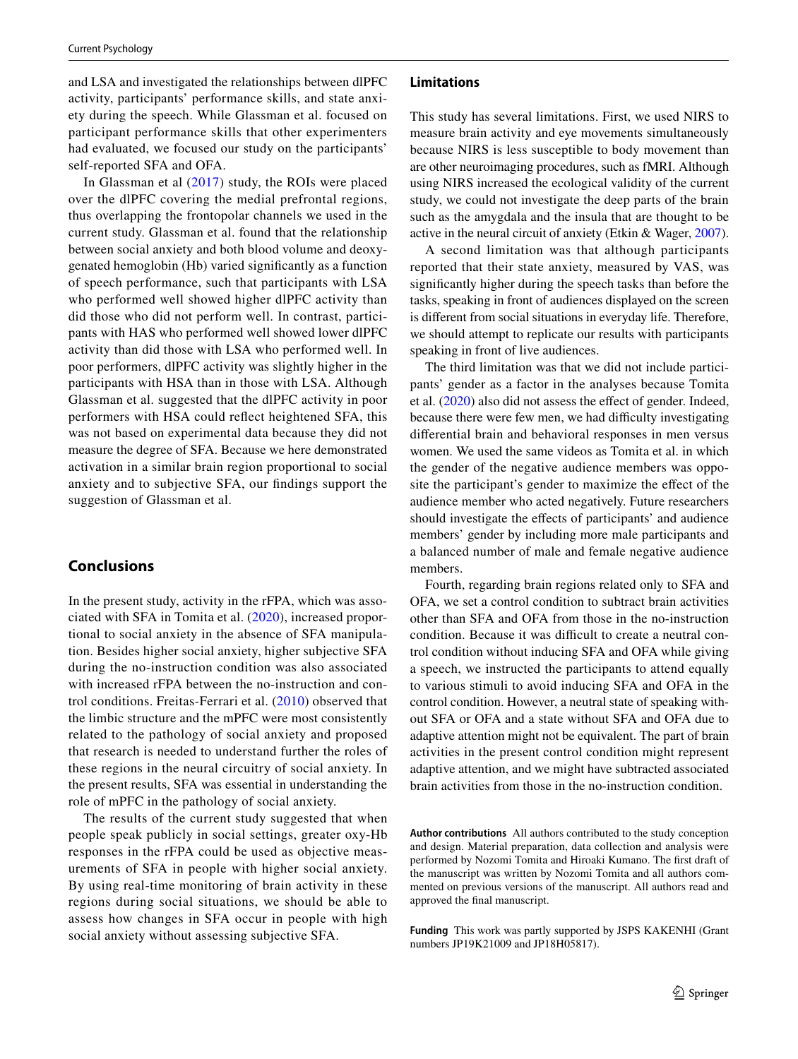and LSA and investigated the relationships between dlPFC activity, participants' performance skills, and state anxiety during the speech. While Glassman et al. focused on participant performance skills that other experimenters had evaluated, we focused our study on the participants' self-reported SFA and OFA.

In Glassman et al (2017) study, the ROIs were placed over the dlPFC covering the medial prefrontal regions, thus overlapping the frontopolar channels we used in the current study. Glassman et al. found that the relationship between social anxiety and both blood volume and deoxygenated hemoglobin (Hb) varied significantly as a function of speech performance, such that participants with LSA who performed well showed higher dlPFC activity than did those who did not perform well. In contrast, participants with HAS who performed well showed lower dlPFC activity than did those with LSA who performed well. In poor performers, dlPFC activity was slightly higher in the participants with HSA than in those with LSA. Although Glassman et al. suggested that the dlPFC activity in poor performers with HSA could reflect heightened SFA, this was not based on experimental data because they did not measure the degree of SFA. Because we here demonstrated activation in a similar brain region proportional to social anxiety and to subjective SFA, our findings support the suggestion of Glassman et al.

## Conclusions

In the present study, activity in the rFPA, which was associated with SFA in Tomita et al. (2020), increased proportional to social anxiety in the absence of SFA manipulation. Besides higher social anxiety, higher subjective SFA during the no-instruction condition was also associated with increased rFPA between the no-instruction and control conditions. Freitas-Ferrari et al. (2010) observed that the limbic structure and the mPFC were most consistently related to the pathology of social anxiety and proposed that research is needed to understand further the roles of these regions in the neural circuitry of social anxiety. In the present results, SFA was essential in understanding the role of mPFC in the pathology of social anxiety.

The results of the current study suggested that when people speak publicly in social settings, greater oxy-Hb responses in the rFPA could be used as objective measurements of SFA in people with higher social anxiety. By using real-time monitoring of brain activity in these regions during social situations, we should be able to assess how changes in SFA occur in people with high social anxiety without assessing subjective SFA.

## Limitations

This study has several limitations. First, we used NIRS to measure brain activity and eye movements simultaneously because NIRS is less susceptible to body movement than are other neuroimaging procedures, such as fMRI. Although using NIRS increased the ecological validity of the current study, we could not investigate the deep parts of the brain such as the amygdala and the insula that are thought to be active in the neural circuit of anxiety (Etkin & Wager, 2007).

A second limitation was that although participants reported that their state anxiety, measured by VAS, was significantly higher during the speech tasks than before the tasks, speaking in front of audiences displayed on the screen is different from social situations in everyday life. Therefore, we should attempt to replicate our results with participants speaking in front of live audiences.

The third limitation was that we did not include participants' gender as a factor in the analyses because Tomita et al. (2020) also did not assess the effect of gender. Indeed, because there were few men, we had difficulty investigating differential brain and behavioral responses in men versus women. We used the same videos as Tomita et al. in which the gender of the negative audience members was opposite the participant's gender to maximize the effect of the audience member who acted negatively. Future researchers should investigate the effects of participants' and audience members' gender by including more male participants and a balanced number of male and female negative audience members.

Fourth, regarding brain regions related only to SFA and OFA, we set a control condition to subtract brain activities other than SFA and OFA from those in the no-instruction condition. Because it was difficult to create a neutral control condition without inducing SFA and OFA while giving a speech, we instructed the participants to attend equally to various stimuli to avoid inducing SFA and OFA in the control condition. However, a neutral state of speaking without SFA or OFA and a state without SFA and OFA due to adaptive attention might not be equivalent. The part of brain activities in the present control condition might represent adaptive attention, and we might have subtracted associated brain activities from those in the no-instruction condition.

**Author contributions** All authors contributed to the study conception and design. Material preparation, data collection and analysis were performed by Nozomi Tomita and Hiroaki Kumano. The first draft of the manuscript was written by Nozomi Tomita and all authors commented on previous versions of the manuscript. All authors read and approved the final manuscript.

**Funding** This work was partly supported by JSPS KAKENHI (Grant numbers JP19K21009 and JP18H05817).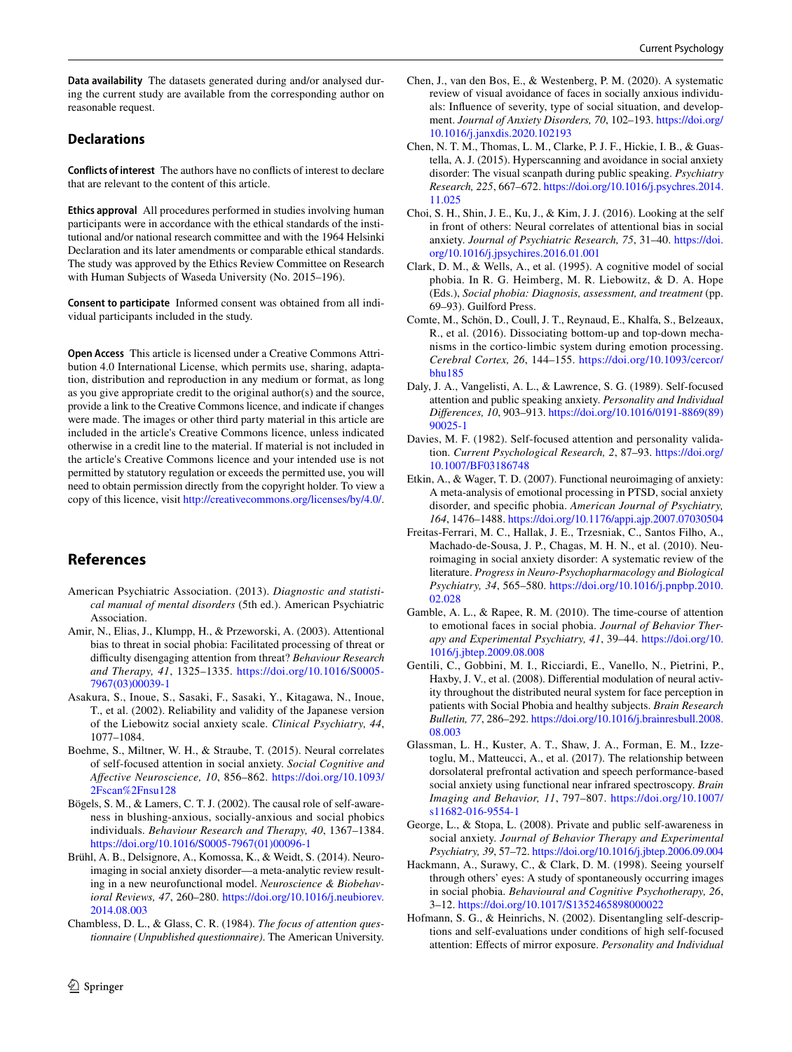**Data availability** The datasets generated during and/or analysed during the current study are available from the corresponding author on reasonable request.

## Declarations

**Conflicts of interest** The authors have no conflicts of interest to declare that are relevant to the content of this article.

**Ethics approval** All procedures performed in studies involving human participants were in accordance with the ethical standards of the institutional and/or national research committee and with the 1964 Helsinki Declaration and its later amendments or comparable ethical standards. The study was approved by the Ethics Review Committee on Research with Human Subjects of Waseda University (No. 2015–196).

**Consent to participate** Informed consent was obtained from all individual participants included in the study.

**Open Access** This article is licensed under a Creative Commons Attribution 4.0 International License, which permits use, sharing, adaptation, distribution and reproduction in any medium or format, as long as you give appropriate credit to the original author(s) and the source, provide a link to the Creative Commons licence, and indicate if changes were made. The images or other third party material in this article are included in the article's Creative Commons licence, unless indicated otherwise in a credit line to the material. If material is not included in the article's Creative Commons licence and your intended use is not permitted by statutory regulation or exceeds the permitted use, you will need to obtain permission directly from the copyright holder. To view a copy of this licence, visit http://creativecommons.org/licenses/by/4.0/.

## References

American Psychiatric Association. (2013). *Diagnostic and statistical manual of mental disorders* (5th ed.). American Psychiatric Association.

Amir, N., Elias, J., Klumpp, H., & Przeworski, A. (2003). Attentional bias to threat in social phobia: Facilitated processing of threat or difficulty disengaging attention from threat? *Behaviour Research and Therapy, 41*, 1325–1335. https://doi.org/10.1016/S0005-7967(03)00039-1

Asakura, S., Inoue, S., Sasaki, F., Sasaki, Y., Kitagawa, N., Inoue, T., et al. (2002). Reliability and validity of the Japanese version of the Liebowitz social anxiety scale. *Clinical Psychiatry, 44*, 1077–1084.

Boehme, S., Miltner, W. H., & Straube, T. (2015). Neural correlates of self-focused attention in social anxiety. *Social Cognitive and Affective Neuroscience, 10*, 856–862. https://doi.org/10.1093/2Fscan%2Fnsu128

Bögels, S. M., & Lamers, C. T. J. (2002). The causal role of self-awareness in blushing-anxious, socially-anxious and social phobics individuals. *Behaviour Research and Therapy, 40*, 1367–1384. https://doi.org/10.1016/S0005-7967(01)00096-1

Brühl, A. B., Delsignore, A., Komossa, K., & Weidt, S. (2014). Neuroimaging in social anxiety disorder—a meta-analytic review resulting in a new neurofunctional model. *Neuroscience & Biobehavioral Reviews, 47*, 260–280. https://doi.org/10.1016/j.neubiorev.2014.08.003

Chambless, D. L., & Glass, C. R. (1984). *The focus of attention questionnaire (Unpublished questionnaire)*. The American University.

Chen, J., van den Bos, E., & Westenberg, P. M. (2020). A systematic review of visual avoidance of faces in socially anxious individuals: Influence of severity, type of social situation, and development. *Journal of Anxiety Disorders, 70*, 102–193. https://doi.org/10.1016/j.janxdis.2020.102193

Chen, N. T. M., Thomas, L. M., Clarke, P. J. F., Hickie, I. B., & Guastella, A. J. (2015). Hyperscanning and avoidance in social anxiety disorder: The visual scanpath during public speaking. *Psychiatry Research, 225*, 667–672. https://doi.org/10.1016/j.psychres.2014.11.025

Choi, S. H., Shin, J. E., Ku, J., & Kim, J. J. (2016). Looking at the self in front of others: Neural correlates of attentional bias in social anxiety. *Journal of Psychiatric Research, 75*, 31–40. https://doi.org/10.1016/j.jpsychires.2016.01.001

Clark, D. M., & Wells, A., et al. (1995). A cognitive model of social phobia. In R. G. Heimberg, M. R. Liebowitz, & D. A. Hope (Eds.), *Social phobia: Diagnosis, assessment, and treatment* (pp. 69–93). Guilford Press.

Comte, M., Schön, D., Coull, J. T., Reynaud, E., Khalfa, S., Belzeaux, R., et al. (2016). Dissociating bottom-up and top-down mechanisms in the cortico-limbic system during emotion processing. *Cerebral Cortex, 26*, 144–155. https://doi.org/10.1093/cercor/bhu185

Daly, J. A., Vangelisti, A. L., & Lawrence, S. G. (1989). Self-focused attention and public speaking anxiety. *Personality and Individual Differences, 10*, 903–913. https://doi.org/10.1016/0191-8869(89)90025-1

Davies, M. F. (1982). Self-focused attention and personality validation. *Current Psychological Research, 2*, 87–93. https://doi.org/10.1007/BF03186748

Etkin, A., & Wager, T. D. (2007). Functional neuroimaging of anxiety: A meta-analysis of emotional processing in PTSD, social anxiety disorder, and specific phobia. *American Journal of Psychiatry, 164*, 1476–1488. https://doi.org/10.1176/appi.ajp.2007.07030504

Freitas-Ferrari, M. C., Hallak, J. E., Trzesniak, C., Santos Filho, A., Machado-de-Sousa, J. P., Chagas, M. H. N., et al. (2010). Neuroimaging in social anxiety disorder: A systematic review of the literature. *Progress in Neuro-Psychopharmacology and Biological Psychiatry, 34*, 565–580. https://doi.org/10.1016/j.pnpbp.2010.02.028

Gamble, A. L., & Rapee, R. M. (2010). The time-course of attention to emotional faces in social phobia. *Journal of Behavior Therapy and Experimental Psychiatry, 41*, 39–44. https://doi.org/10.1016/j.jbtep.2009.08.008

Gentili, C., Gobbini, M. I., Ricciardi, E., Vanello, N., Pietrini, P., Haxby, J. V., et al. (2008). Differential modulation of neural activity throughout the distributed neural system for face perception in patients with Social Phobia and healthy subjects. *Brain Research Bulletin, 77*, 286–292. https://doi.org/10.1016/j.brainresbull.2008.08.003

Glassman, L. H., Kuster, A. T., Shaw, J. A., Forman, E. M., Izzetoglu, M., Matteucci, A., et al. (2017). The relationship between dorsolateral prefrontal activation and speech performance-based social anxiety using functional near infrared spectroscopy. *Brain Imaging and Behavior, 11*, 797–807. https://doi.org/10.1007/s11682-016-9554-1

George, L., & Stopa, L. (2008). Private and public self-awareness in social anxiety. *Journal of Behavior Therapy and Experimental Psychiatry, 39*, 57–72. https://doi.org/10.1016/j.jbtep.2006.09.004

Hackmann, A., Surawy, C., & Clark, D. M. (1998). Seeing yourself through others' eyes: A study of spontaneously occurring images in social phobia. *Behavioural and Cognitive Psychotherapy, 26*, 3–12. https://doi.org/10.1017/S1352465898000022

Hofmann, S. G., & Heinrichs, N. (2002). Disentangling self-descriptions and self-evaluations under conditions of high self-focused attention: Effects of mirror exposure. *Personality and Individual*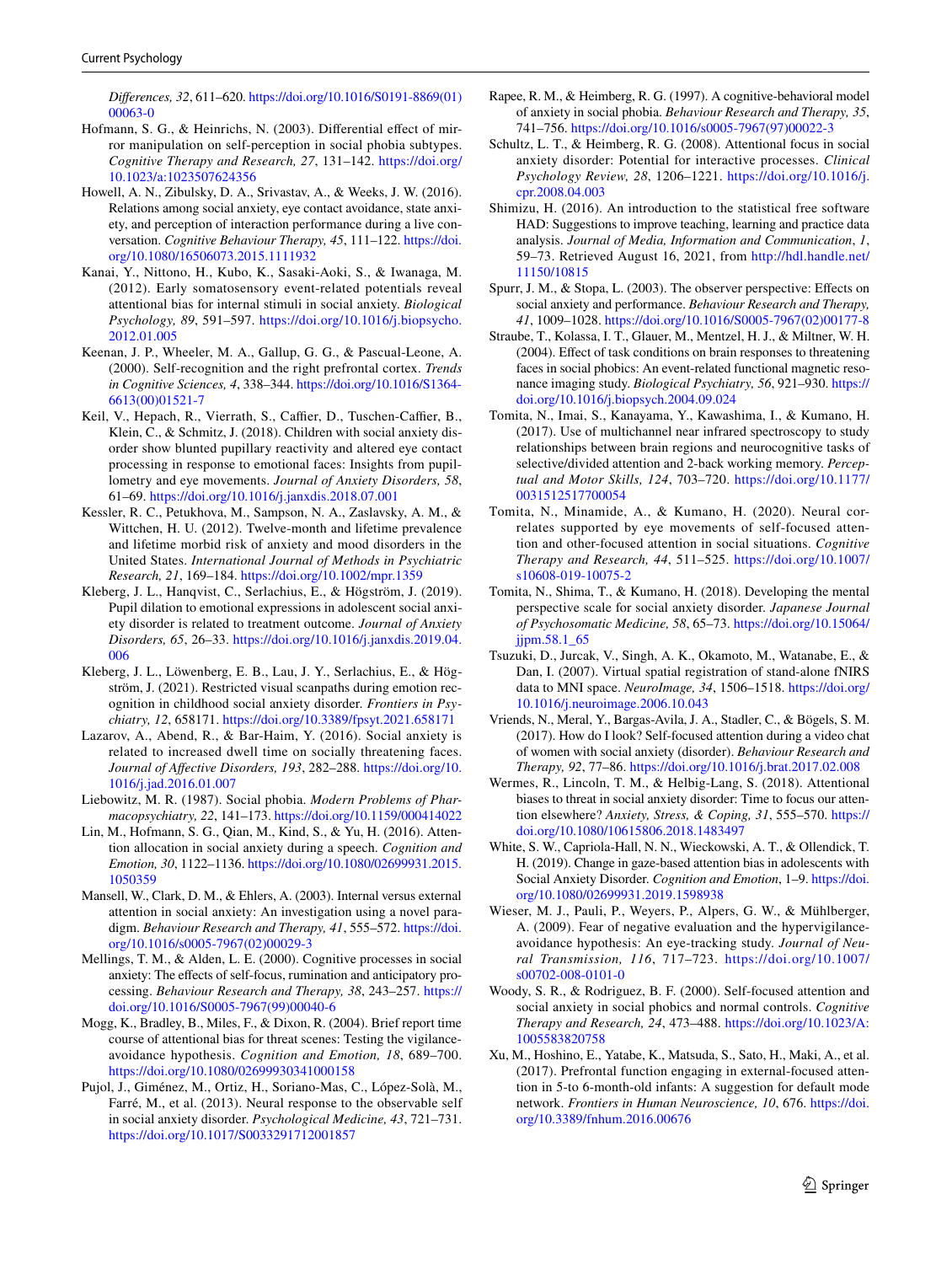*Differences, 32*, 611–620. https://doi.org/10.1016/S0191-8869(01)00063-0

Hofmann, S. G., & Heinrichs, N. (2003). Differential effect of mirror manipulation on self-perception in social phobia subtypes. *Cognitive Therapy and Research, 27*, 131–142. https://doi.org/10.1023/a:1023507624356

Howell, A. N., Zibulsky, D. A., Srivastav, A., & Weeks, J. W. (2016). Relations among social anxiety, eye contact avoidance, state anxiety, and perception of interaction performance during a live conversation. *Cognitive Behaviour Therapy, 45*, 111–122. https://doi.org/10.1080/16506073.2015.1111932

Kanai, Y., Nittono, H., Kubo, K., Sasaki-Aoki, S., & Iwanaga, M. (2012). Early somatosensory event-related potentials reveal attentional bias for internal stimuli in social anxiety. *Biological Psychology, 89*, 591–597. https://doi.org/10.1016/j.biopsycho.2012.01.005

Keenan, J. P., Wheeler, M. A., Gallup, G. G., & Pascual-Leone, A. (2000). Self-recognition and the right prefrontal cortex. *Trends in Cognitive Sciences, 4*, 338–344. https://doi.org/10.1016/S1364-6613(00)01521-7

Keil, V., Hepach, R., Vierrath, S., Caffier, D., Tuschen-Caffier, B., Klein, C., & Schmitz, J. (2018). Children with social anxiety disorder show blunted pupillary reactivity and altered eye contact processing in response to emotional faces: Insights from pupillometry and eye movements. *Journal of Anxiety Disorders, 58*, 61–69. https://doi.org/10.1016/j.janxdis.2018.07.001

Kessler, R. C., Petukhova, M., Sampson, N. A., Zaslavsky, A. M., & Wittchen, H. U. (2012). Twelve-month and lifetime prevalence and lifetime morbid risk of anxiety and mood disorders in the United States. *International Journal of Methods in Psychiatric Research, 21*, 169–184. https://doi.org/10.1002/mpr.1359

Kleberg, J. L., Hanqvist, C., Serlachius, E., & Högström, J. (2019). Pupil dilation to emotional expressions in adolescent social anxiety disorder is related to treatment outcome. *Journal of Anxiety Disorders, 65*, 26–33. https://doi.org/10.1016/j.janxdis.2019.04.006

Kleberg, J. L., Löwenberg, E. B., Lau, J. Y., Serlachius, E., & Högström, J. (2021). Restricted visual scanpaths during emotion recognition in childhood social anxiety disorder. *Frontiers in Psychiatry, 12*, 658171. https://doi.org/10.3389/fpsyt.2021.658171

Lazarov, A., Abend, R., & Bar-Haim, Y. (2016). Social anxiety is related to increased dwell time on socially threatening faces. *Journal of Affective Disorders, 193*, 282–288. https://doi.org/10.1016/j.jad.2016.01.007

Liebowitz, M. R. (1987). Social phobia. *Modern Problems of Pharmacopsychiatry, 22*, 141–173. https://doi.org/10.1159/000414022

Lin, M., Hofmann, S. G., Qian, M., Kind, S., & Yu, H. (2016). Attention allocation in social anxiety during a speech. *Cognition and Emotion, 30*, 1122–1136. https://doi.org/10.1080/02699931.2015.1050359

Mansell, W., Clark, D. M., & Ehlers, A. (2003). Internal versus external attention in social anxiety: An investigation using a novel paradigm. *Behaviour Research and Therapy, 41*, 555–572. https://doi.org/10.1016/s0005-7967(02)00029-3

Mellings, T. M., & Alden, L. E. (2000). Cognitive processes in social anxiety: The effects of self-focus, rumination and anticipatory processing. *Behaviour Research and Therapy, 38*, 243–257. https://doi.org/10.1016/S0005-7967(99)00040-6

Mogg, K., Bradley, B., Miles, F., & Dixon, R. (2004). Brief report time course of attentional bias for threat scenes: Testing the vigilance-avoidance hypothesis. *Cognition and Emotion, 18*, 689–700. https://doi.org/10.1080/02699930341000158

Pujol, J., Giménez, M., Ortiz, H., Soriano-Mas, C., López-Solà, M., Farré, M., et al. (2013). Neural response to the observable self in social anxiety disorder. *Psychological Medicine, 43*, 721–731. https://doi.org/10.1017/S0033291712001857

Rapee, R. M., & Heimberg, R. G. (1997). A cognitive-behavioral model of anxiety in social phobia. *Behaviour Research and Therapy, 35*, 741–756. https://doi.org/10.1016/s0005-7967(97)00022-3

Schultz, L. T., & Heimberg, R. G. (2008). Attentional focus in social anxiety disorder: Potential for interactive processes. *Clinical Psychology Review, 28*, 1206–1221. https://doi.org/10.1016/j.cpr.2008.04.003

Shimizu, H. (2016). An introduction to the statistical free software HAD: Suggestions to improve teaching, learning and practice data analysis. *Journal of Media, Information and Communication*, *1*, 59–73. Retrieved August 16, 2021, from http://hdl.handle.net/11150/10815

Spurr, J. M., & Stopa, L. (2003). The observer perspective: Effects on social anxiety and performance. *Behaviour Research and Therapy, 41*, 1009–1028. https://doi.org/10.1016/S0005-7967(02)00177-8

Straube, T., Kolassa, I. T., Glauer, M., Mentzel, H. J., & Miltner, W. H. (2004). Effect of task conditions on brain responses to threatening faces in social phobics: An event-related functional magnetic resonance imaging study. *Biological Psychiatry, 56*, 921–930. https://doi.org/10.1016/j.biopsych.2004.09.024

Tomita, N., Imai, S., Kanayama, Y., Kawashima, I., & Kumano, H. (2017). Use of multichannel near infrared spectroscopy to study relationships between brain regions and neurocognitive tasks of selective/divided attention and 2-back working memory. *Perceptual and Motor Skills, 124*, 703–720. https://doi.org/10.1177/0031512517700054

Tomita, N., Minamide, A., & Kumano, H. (2020). Neural correlates supported by eye movements of self-focused attention and other-focused attention in social situations. *Cognitive Therapy and Research, 44*, 511–525. https://doi.org/10.1007/s10608-019-10075-2

Tomita, N., Shima, T., & Kumano, H. (2018). Developing the mental perspective scale for social anxiety disorder. *Japanese Journal of Psychosomatic Medicine, 58*, 65–73. https://doi.org/10.15064/jjpm.58.1_65

Tsuzuki, D., Jurcak, V., Singh, A. K., Okamoto, M., Watanabe, E., & Dan, I. (2007). Virtual spatial registration of stand-alone fNIRS data to MNI space. *NeuroImage, 34*, 1506–1518. https://doi.org/10.1016/j.neuroimage.2006.10.043

Vriends, N., Meral, Y., Bargas-Avila, J. A., Stadler, C., & Bögels, S. M. (2017). How do I look? Self-focused attention during a video chat of women with social anxiety (disorder). *Behaviour Research and Therapy, 92*, 77–86. https://doi.org/10.1016/j.brat.2017.02.008

Wermes, R., Lincoln, T. M., & Helbig-Lang, S. (2018). Attentional biases to threat in social anxiety disorder: Time to focus our attention elsewhere? *Anxiety, Stress, & Coping, 31*, 555–570. https://doi.org/10.1080/10615806.2018.1483497

White, S. W., Capriola-Hall, N. N., Wieckowski, A. T., & Ollendick, T. H. (2019). Change in gaze-based attention bias in adolescents with Social Anxiety Disorder. *Cognition and Emotion*, 1–9. https://doi.org/10.1080/02699931.2019.1598938

Wieser, M. J., Pauli, P., Weyers, P., Alpers, G. W., & Mühlberger, A. (2009). Fear of negative evaluation and the hypervigilance-avoidance hypothesis: An eye-tracking study. *Journal of Neural Transmission, 116*, 717–723. https://doi.org/10.1007/s00702-008-0101-0

Woody, S. R., & Rodriguez, B. F. (2000). Self-focused attention and social anxiety in social phobics and normal controls. *Cognitive Therapy and Research, 24*, 473–488. https://doi.org/10.1023/A:1005583820758

Xu, M., Hoshino, E., Yatabe, K., Matsuda, S., Sato, H., Maki, A., et al. (2017). Prefrontal function engaging in external-focused attention in 5-to 6-month-old infants: A suggestion for default mode network. *Frontiers in Human Neuroscience, 10*, 676. https://doi.org/10.3389/fnhum.2016.00676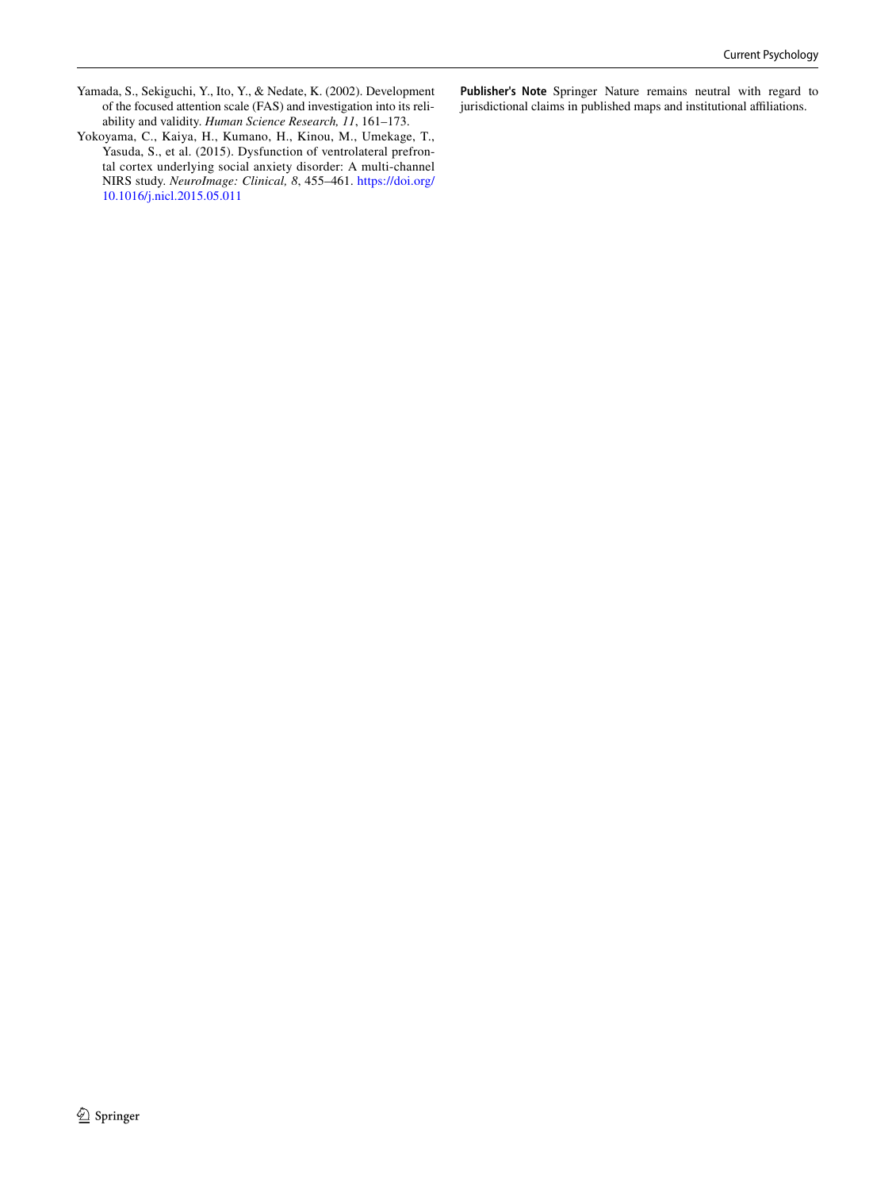Yamada, S., Sekiguchi, Y., Ito, Y., & Nedate, K. (2002). Development of the focused attention scale (FAS) and investigation into its reliability and validity. *Human Science Research, 11*, 161–173.

Yokoyama, C., Kaiya, H., Kumano, H., Kinou, M., Umekage, T., Yasuda, S., et al. (2015). Dysfunction of ventrolateral prefrontal cortex underlying social anxiety disorder: A multi-channel NIRS study. *NeuroImage: Clinical, 8*, 455–461. https://doi.org/10.1016/j.nicl.2015.05.011

**Publisher's Note** Springer Nature remains neutral with regard to jurisdictional claims in published maps and institutional affiliations.